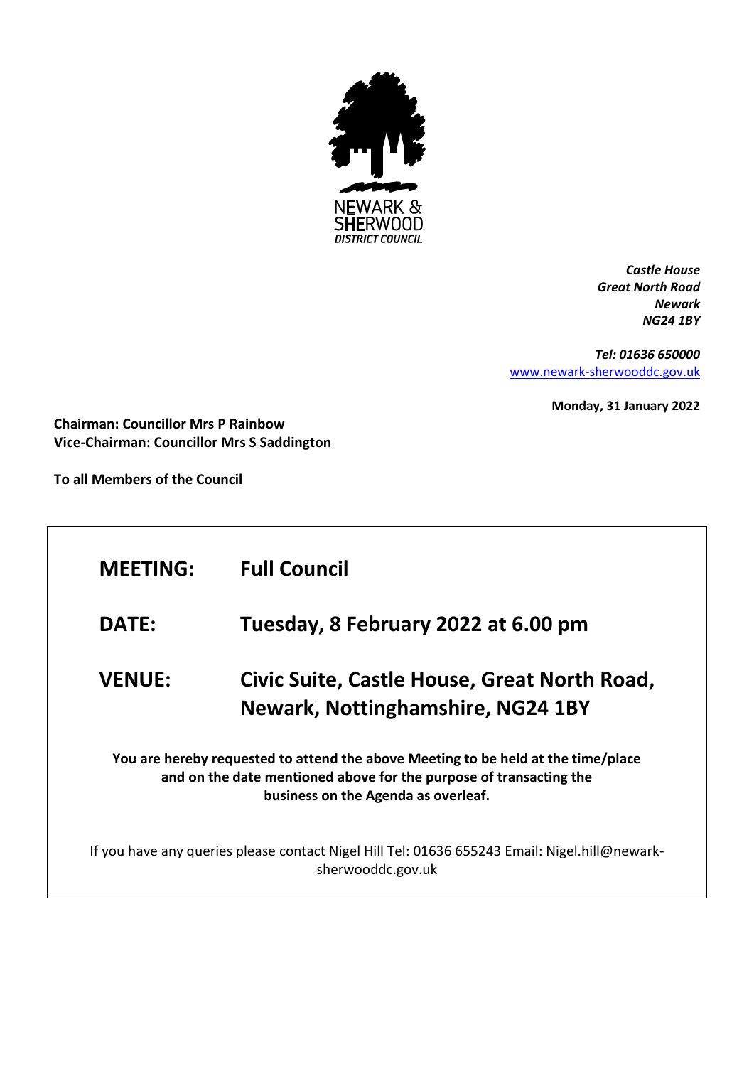NEWARK & SHERWOOD DISTRICT COUNCIL

*Castle House*
*Great North Road*
*Newark*
*NG24 1BY*

*Tel: 01636 650000*
www.newark-sherwooddc.gov.uk

**Monday, 31 January 2022**

**Chairman: Councillor Mrs P Rainbow**
**Vice-Chairman: Councillor Mrs S Saddington**

**To all Members of the Council**

| | |
|---|---|
| **MEETING:** | **Full Council** |
| **DATE:** | **Tuesday, 8 February 2022 at 6.00 pm** |
| **VENUE:** | **Civic Suite, Castle House, Great North Road, Newark, Nottinghamshire, NG24 1BY** |

**You are hereby requested to attend the above Meeting to be held at the time/place and on the date mentioned above for the purpose of transacting the business on the Agenda as overleaf.**

If you have any queries please contact Nigel Hill Tel: 01636 655243 Email: Nigel.hill@newark-sherwooddc.gov.uk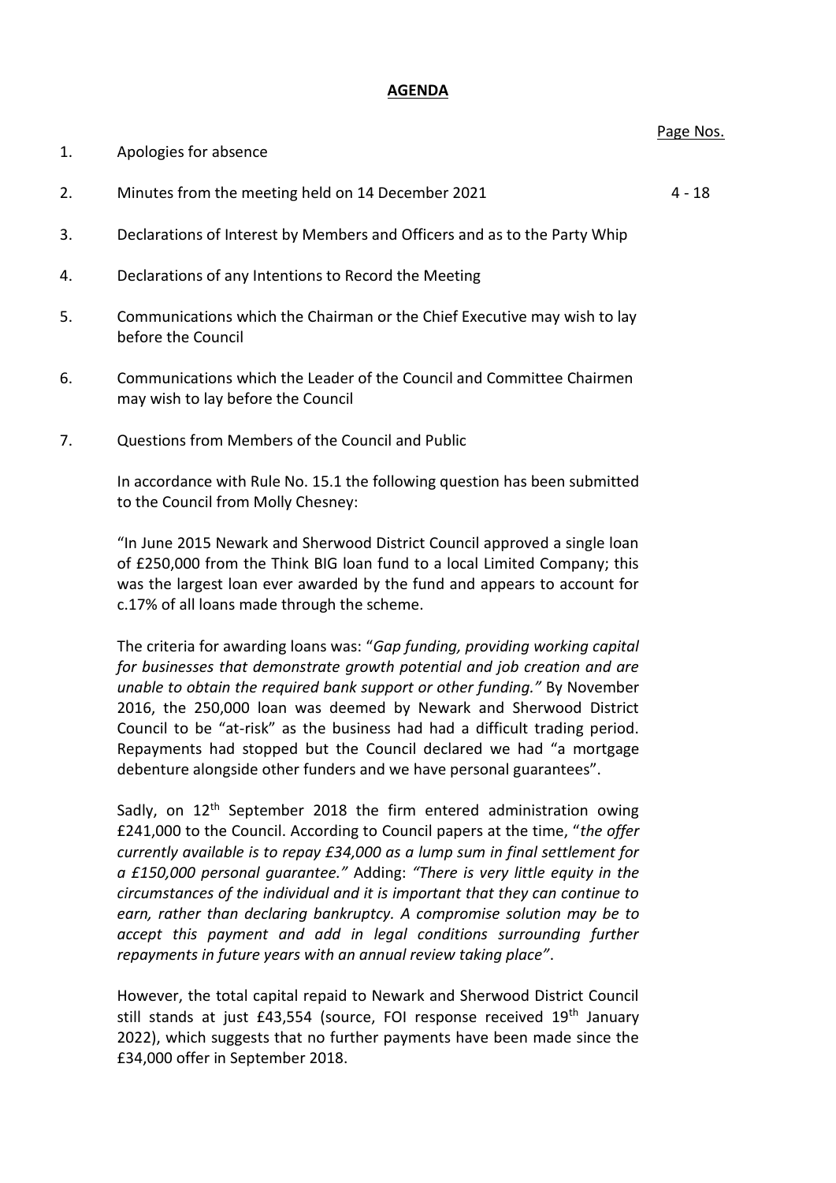# **AGENDA**

| | | Page Nos. |
|---|---|---|
| 1. | Apologies for absence | |
| 2. | Minutes from the meeting held on 14 December 2021 | 4 - 18 |
| 3. | Declarations of Interest by Members and Officers and as to the Party Whip | |
| 4. | Declarations of any Intentions to Record the Meeting | |
| 5. | Communications which the Chairman or the Chief Executive may wish to lay before the Council | |
| 6. | Communications which the Leader of the Council and Committee Chairmen may wish to lay before the Council | |
| 7. | Questions from Members of the Council and Public | |

In accordance with Rule No. 15.1 the following question has been submitted to the Council from Molly Chesney:

"In June 2015 Newark and Sherwood District Council approved a single loan of £250,000 from the Think BIG loan fund to a local Limited Company; this was the largest loan ever awarded by the fund and appears to account for c.17% of all loans made through the scheme.

The criteria for awarding loans was: "*Gap funding, providing working capital for businesses that demonstrate growth potential and job creation and are unable to obtain the required bank support or other funding."* By November 2016, the 250,000 loan was deemed by Newark and Sherwood District Council to be "at-risk" as the business had had a difficult trading period. Repayments had stopped but the Council declared we had "a mortgage debenture alongside other funders and we have personal guarantees".

Sadly, on 12th September 2018 the firm entered administration owing £241,000 to the Council. According to Council papers at the time, "*the offer currently available is to repay £34,000 as a lump sum in final settlement for a £150,000 personal guarantee."* Adding: *"There is very little equity in the circumstances of the individual and it is important that they can continue to earn, rather than declaring bankruptcy. A compromise solution may be to accept this payment and add in legal conditions surrounding further repayments in future years with an annual review taking place"*.

However, the total capital repaid to Newark and Sherwood District Council still stands at just £43,554 (source, FOI response received 19th January 2022), which suggests that no further payments have been made since the £34,000 offer in September 2018.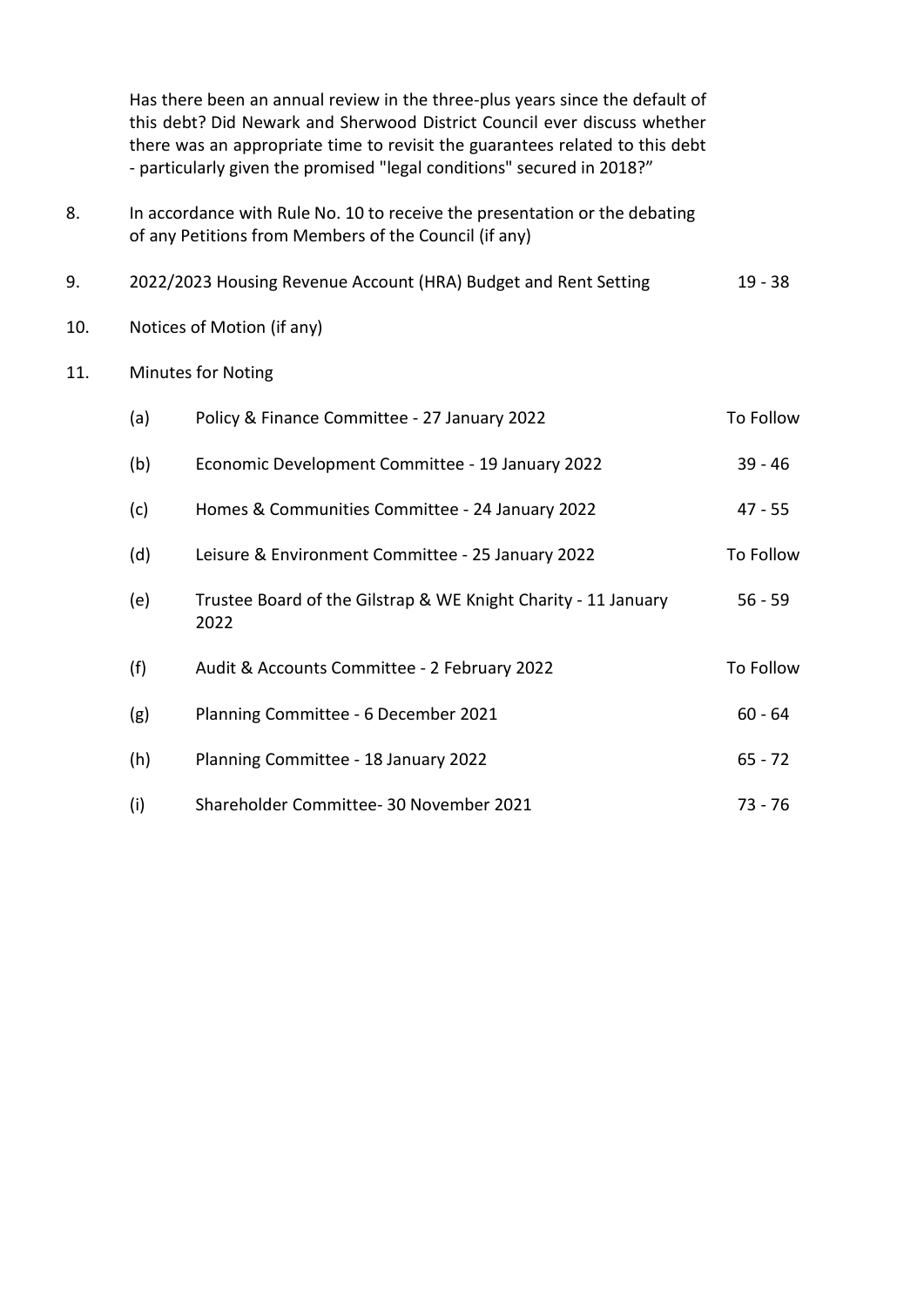Has there been an annual review in the three-plus years since the default of this debt? Did Newark and Sherwood District Council ever discuss whether there was an appropriate time to revisit the guarantees related to this debt - particularly given the promised "legal conditions" secured in 2018?"

8. In accordance with Rule No. 10 to receive the presentation or the debating of any Petitions from Members of the Council (if any)

9. 2022/2023 Housing Revenue Account (HRA) Budget and Rent Setting — 19 - 38

10. Notices of Motion (if any)

11. Minutes for Noting

| | | |
|---|---|---|
| (a) | Policy & Finance Committee - 27 January 2022 | To Follow |
| (b) | Economic Development Committee - 19 January 2022 | 39 - 46 |
| (c) | Homes & Communities Committee - 24 January 2022 | 47 - 55 |
| (d) | Leisure & Environment Committee - 25 January 2022 | To Follow |
| (e) | Trustee Board of the Gilstrap & WE Knight Charity - 11 January 2022 | 56 - 59 |
| (f) | Audit & Accounts Committee - 2 February 2022 | To Follow |
| (g) | Planning Committee - 6 December 2021 | 60 - 64 |
| (h) | Planning Committee - 18 January 2022 | 65 - 72 |
| (i) | Shareholder Committee- 30 November 2021 | 73 - 76 |